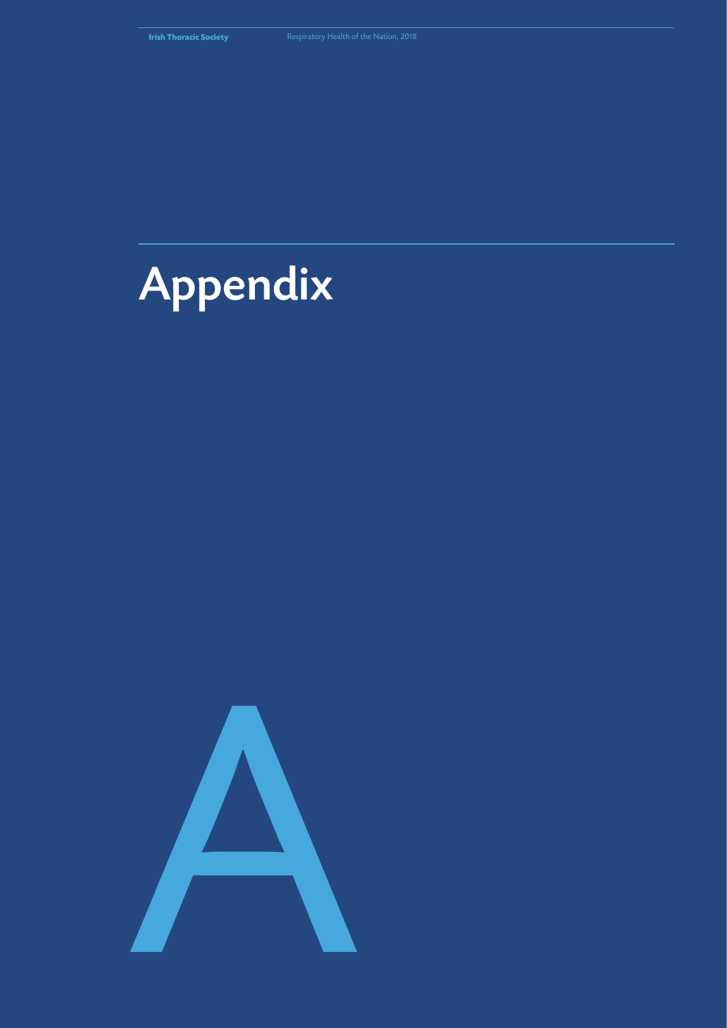# Appendix

A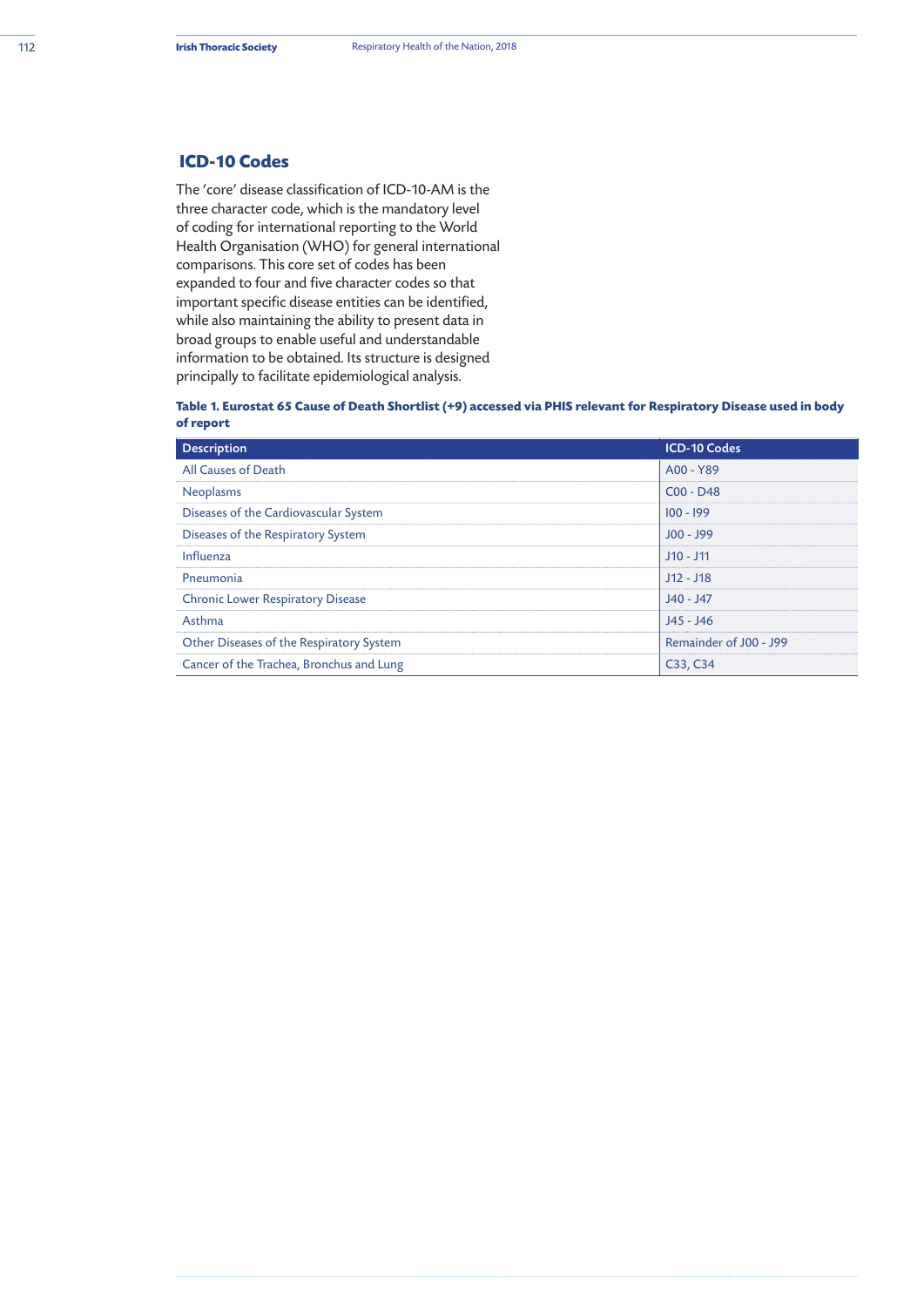## ICD-10 Codes

The 'core' disease classification of ICD-10-AM is the three character code, which is the mandatory level of coding for international reporting to the World Health Organisation (WHO) for general international comparisons. This core set of codes has been expanded to four and five character codes so that important specific disease entities can be identified, while also maintaining the ability to present data in broad groups to enable useful and understandable information to be obtained. Its structure is designed principally to facilitate epidemiological analysis.

**Table 1. Eurostat 65 Cause of Death Shortlist (+9) accessed via PHIS relevant for Respiratory Disease used in body of report**

| Description | ICD-10 Codes |
|---|---|
| All Causes of Death | A00 - Y89 |
| Neoplasms | C00 - D48 |
| Diseases of the Cardiovascular System | I00 - I99 |
| Diseases of the Respiratory System | J00 - J99 |
| Influenza | J10 - J11 |
| Pneumonia | J12 - J18 |
| Chronic Lower Respiratory Disease | J40 - J47 |
| Asthma | J45 - J46 |
| Other Diseases of the Respiratory System | Remainder of J00 - J99 |
| Cancer of the Trachea, Bronchus and Lung | C33, C34 |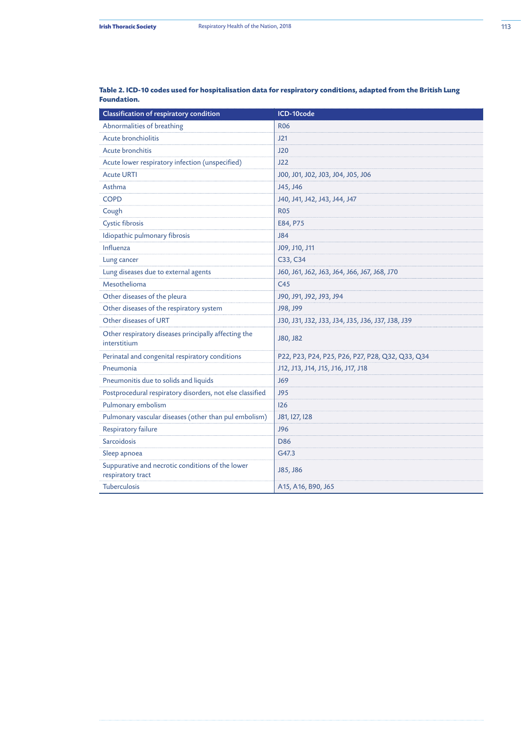**Table 2. ICD-10 codes used for hospitalisation data for respiratory conditions, adapted from the British Lung Foundation.**

| Classification of respiratory condition | ICD-10code |
|---|---|
| Abnormalities of breathing | R06 |
| Acute bronchiolitis | J21 |
| Acute bronchitis | J20 |
| Acute lower respiratory infection (unspecified) | J22 |
| Acute URTI | J00, J01, J02, J03, J04, J05, J06 |
| Asthma | J45, J46 |
| COPD | J40, J41, J42, J43, J44, J47 |
| Cough | R05 |
| Cystic fibrosis | E84, P75 |
| Idiopathic pulmonary fibrosis | J84 |
| Influenza | J09, J10, J11 |
| Lung cancer | C33, C34 |
| Lung diseases due to external agents | J60, J61, J62, J63, J64, J66, J67, J68, J70 |
| Mesothelioma | C45 |
| Other diseases of the pleura | J90, J91, J92, J93, J94 |
| Other diseases of the respiratory system | J98, J99 |
| Other diseases of URT | J30, J31, J32, J33, J34, J35, J36, J37, J38, J39 |
| Other respiratory diseases principally affecting the interstitium | J80, J82 |
| Perinatal and congenital respiratory conditions | P22, P23, P24, P25, P26, P27, P28, Q32, Q33, Q34 |
| Pneumonia | J12, J13, J14, J15, J16, J17, J18 |
| Pneumonitis due to solids and liquids | J69 |
| Postprocedural respiratory disorders, not else classified | J95 |
| Pulmonary embolism | I26 |
| Pulmonary vascular diseases (other than pul embolism) | J81, I27, I28 |
| Respiratory failure | J96 |
| Sarcoidosis | D86 |
| Sleep apnoea | G47.3 |
| Suppurative and necrotic conditions of the lower respiratory tract | J85, J86 |
| Tuberculosis | A15, A16, B90, J65 |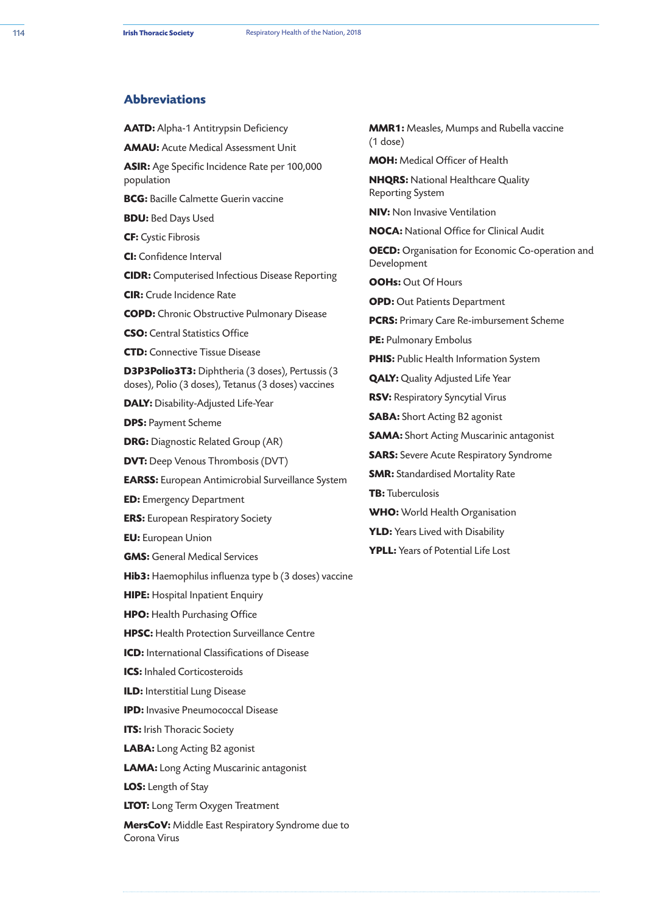## Abbreviations

**AATD:** Alpha-1 Antitrypsin Deficiency

**AMAU:** Acute Medical Assessment Unit

**ASIR:** Age Specific Incidence Rate per 100,000 population

**BCG:** Bacille Calmette Guerin vaccine

**BDU:** Bed Days Used

**CF:** Cystic Fibrosis

**CI:** Confidence Interval

**CIDR:** Computerised Infectious Disease Reporting

**CIR:** Crude Incidence Rate

**COPD:** Chronic Obstructive Pulmonary Disease

**CSO:** Central Statistics Office

**CTD:** Connective Tissue Disease

**D3P3Polio3T3:** Diphtheria (3 doses), Pertussis (3 doses), Polio (3 doses), Tetanus (3 doses) vaccines

**DALY:** Disability-Adjusted Life-Year

**DPS:** Payment Scheme

**DRG:** Diagnostic Related Group (AR)

**DVT:** Deep Venous Thrombosis (DVT)

**EARSS:** European Antimicrobial Surveillance System

**ED:** Emergency Department

**ERS:** European Respiratory Society

**EU:** European Union

**GMS:** General Medical Services

**Hib3:** Haemophilus influenza type b (3 doses) vaccine

**HIPE:** Hospital Inpatient Enquiry

**HPO:** Health Purchasing Office

**HPSC:** Health Protection Surveillance Centre

**ICD:** International Classifications of Disease

**ICS:** Inhaled Corticosteroids

**ILD:** Interstitial Lung Disease

**IPD:** Invasive Pneumococcal Disease

**ITS:** Irish Thoracic Society

**LABA:** Long Acting B2 agonist

**LAMA:** Long Acting Muscarinic antagonist

**LOS:** Length of Stay

**LTOT:** Long Term Oxygen Treatment

**MersCoV:** Middle East Respiratory Syndrome due to Corona Virus

**MMR1:** Measles, Mumps and Rubella vaccine (1 dose)

**MOH:** Medical Officer of Health

**NHQRS:** National Healthcare Quality Reporting System

**NIV:** Non Invasive Ventilation

**NOCA:** National Office for Clinical Audit

**OECD:** Organisation for Economic Co-operation and Development

**OOHs:** Out Of Hours

**OPD:** Out Patients Department

**PCRS:** Primary Care Re-imbursement Scheme

**PE:** Pulmonary Embolus

**PHIS:** Public Health Information System

**QALY:** Quality Adjusted Life Year

**RSV:** Respiratory Syncytial Virus

**SABA:** Short Acting B2 agonist

**SAMA:** Short Acting Muscarinic antagonist

**SARS:** Severe Acute Respiratory Syndrome

**SMR:** Standardised Mortality Rate

**TB:** Tuberculosis

**WHO:** World Health Organisation

**YLD:** Years Lived with Disability

**YPLL:** Years of Potential Life Lost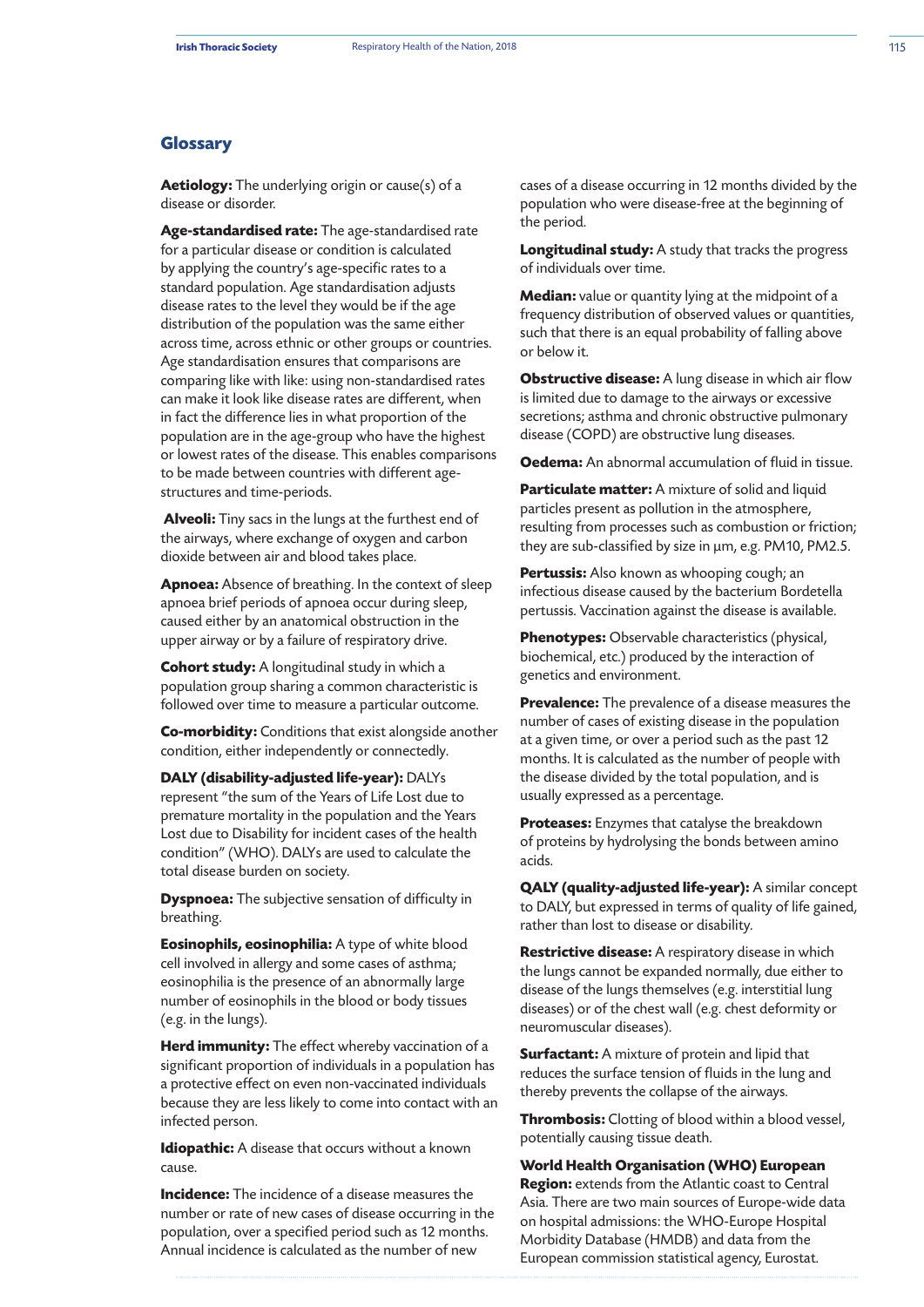## Glossary

**Aetiology:** The underlying origin or cause(s) of a disease or disorder.

**Age-standardised rate:** The age-standardised rate for a particular disease or condition is calculated by applying the country's age-specific rates to a standard population. Age standardisation adjusts disease rates to the level they would be if the age distribution of the population was the same either across time, across ethnic or other groups or countries. Age standardisation ensures that comparisons are comparing like with like: using non-standardised rates can make it look like disease rates are different, when in fact the difference lies in what proportion of the population are in the age-group who have the highest or lowest rates of the disease. This enables comparisons to be made between countries with different age-structures and time-periods.

**Alveoli:** Tiny sacs in the lungs at the furthest end of the airways, where exchange of oxygen and carbon dioxide between air and blood takes place.

**Apnoea:** Absence of breathing. In the context of sleep apnoea brief periods of apnoea occur during sleep, caused either by an anatomical obstruction in the upper airway or by a failure of respiratory drive.

**Cohort study:** A longitudinal study in which a population group sharing a common characteristic is followed over time to measure a particular outcome.

**Co-morbidity:** Conditions that exist alongside another condition, either independently or connectedly.

**DALY (disability-adjusted life-year):** DALYs represent "the sum of the Years of Life Lost due to premature mortality in the population and the Years Lost due to Disability for incident cases of the health condition" (WHO). DALYs are used to calculate the total disease burden on society.

**Dyspnoea:** The subjective sensation of difficulty in breathing.

**Eosinophils, eosinophilia:** A type of white blood cell involved in allergy and some cases of asthma; eosinophilia is the presence of an abnormally large number of eosinophils in the blood or body tissues (e.g. in the lungs).

**Herd immunity:** The effect whereby vaccination of a significant proportion of individuals in a population has a protective effect on even non-vaccinated individuals because they are less likely to come into contact with an infected person.

**Idiopathic:** A disease that occurs without a known cause.

**Incidence:** The incidence of a disease measures the number or rate of new cases of disease occurring in the population, over a specified period such as 12 months. Annual incidence is calculated as the number of new cases of a disease occurring in 12 months divided by the population who were disease-free at the beginning of the period.

**Longitudinal study:** A study that tracks the progress of individuals over time.

**Median:** value or quantity lying at the midpoint of a frequency distribution of observed values or quantities, such that there is an equal probability of falling above or below it.

**Obstructive disease:** A lung disease in which air flow is limited due to damage to the airways or excessive secretions; asthma and chronic obstructive pulmonary disease (COPD) are obstructive lung diseases.

**Oedema:** An abnormal accumulation of fluid in tissue.

**Particulate matter:** A mixture of solid and liquid particles present as pollution in the atmosphere, resulting from processes such as combustion or friction; they are sub-classified by size in µm, e.g. PM10, PM2.5.

**Pertussis:** Also known as whooping cough; an infectious disease caused by the bacterium Bordetella pertussis. Vaccination against the disease is available.

**Phenotypes:** Observable characteristics (physical, biochemical, etc.) produced by the interaction of genetics and environment.

**Prevalence:** The prevalence of a disease measures the number of cases of existing disease in the population at a given time, or over a period such as the past 12 months. It is calculated as the number of people with the disease divided by the total population, and is usually expressed as a percentage.

**Proteases:** Enzymes that catalyse the breakdown of proteins by hydrolysing the bonds between amino acids.

**QALY (quality-adjusted life-year):** A similar concept to DALY, but expressed in terms of quality of life gained, rather than lost to disease or disability.

**Restrictive disease:** A respiratory disease in which the lungs cannot be expanded normally, due either to disease of the lungs themselves (e.g. interstitial lung diseases) or of the chest wall (e.g. chest deformity or neuromuscular diseases).

**Surfactant:** A mixture of protein and lipid that reduces the surface tension of fluids in the lung and thereby prevents the collapse of the airways.

**Thrombosis:** Clotting of blood within a blood vessel, potentially causing tissue death.

**World Health Organisation (WHO) European Region:** extends from the Atlantic coast to Central Asia. There are two main sources of Europe-wide data on hospital admissions: the WHO-Europe Hospital Morbidity Database (HMDB) and data from the European commission statistical agency, Eurostat.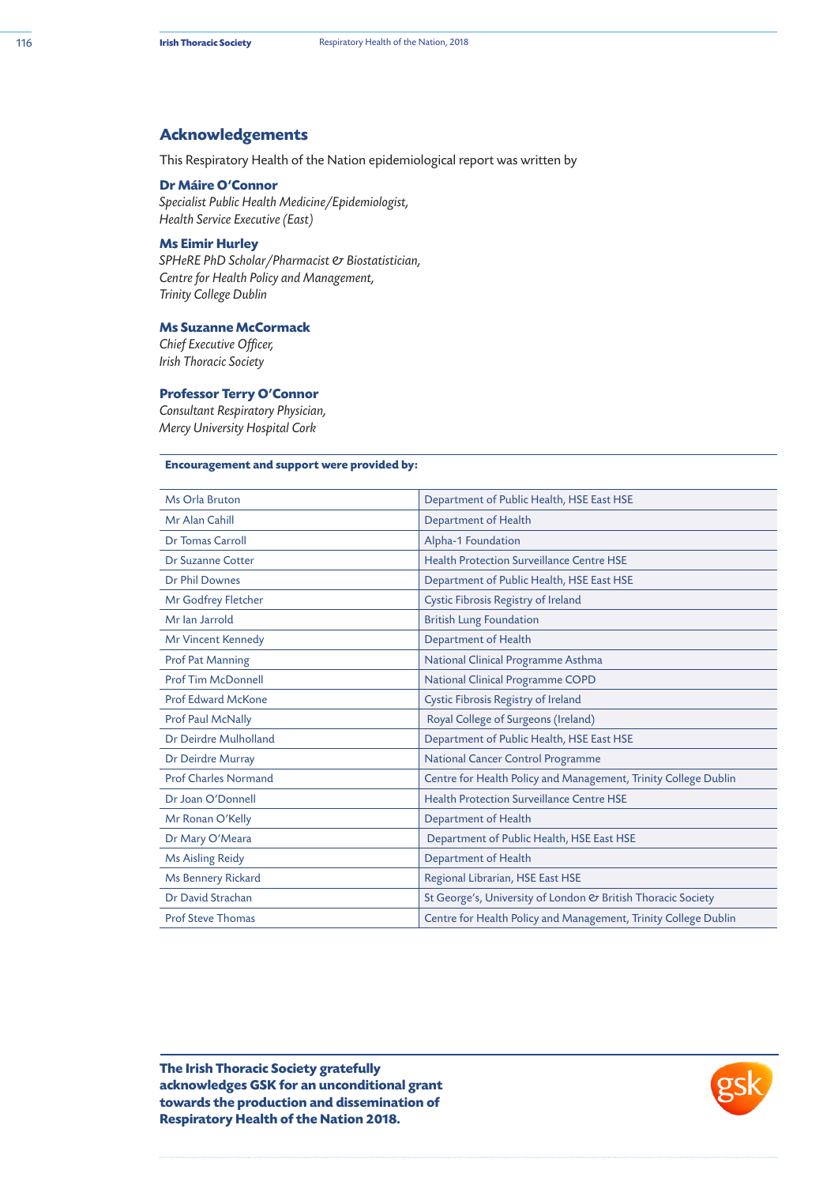## Acknowledgements

This Respiratory Health of the Nation epidemiological report was written by

**Dr Máire O'Connor**
*Specialist Public Health Medicine/Epidemiologist,*
*Health Service Executive (East)*

**Ms Eimir Hurley**
*SPHeRE PhD Scholar/Pharmacist & Biostatistician,*
*Centre for Health Policy and Management,*
*Trinity College Dublin*

**Ms Suzanne McCormack**
*Chief Executive Officer,*
*Irish Thoracic Society*

**Professor Terry O'Connor**
*Consultant Respiratory Physician,*
*Mercy University Hospital Cork*

**Encouragement and support were provided by:**

| | |
|---|---|
| Ms Orla Bruton | Department of Public Health, HSE East HSE |
| Mr Alan Cahill | Department of Health |
| Dr Tomas Carroll | Alpha-1 Foundation |
| Dr Suzanne Cotter | Health Protection Surveillance Centre HSE |
| Dr Phil Downes | Department of Public Health, HSE East HSE |
| Mr Godfrey Fletcher | Cystic Fibrosis Registry of Ireland |
| Mr Ian Jarrold | British Lung Foundation |
| Mr Vincent Kennedy | Department of Health |
| Prof Pat Manning | National Clinical Programme Asthma |
| Prof Tim McDonnell | National Clinical Programme COPD |
| Prof Edward McKone | Cystic Fibrosis Registry of Ireland |
| Prof Paul McNally | Royal College of Surgeons (Ireland) |
| Dr Deirdre Mulholland | Department of Public Health, HSE East HSE |
| Dr Deirdre Murray | National Cancer Control Programme |
| Prof Charles Normand | Centre for Health Policy and Management, Trinity College Dublin |
| Dr Joan O'Donnell | Health Protection Surveillance Centre HSE |
| Mr Ronan O'Kelly | Department of Health |
| Dr Mary O'Meara | Department of Public Health, HSE East HSE |
| Ms Aisling Reidy | Department of Health |
| Ms Bennery Rickard | Regional Librarian, HSE East HSE |
| Dr David Strachan | St George's, University of London & British Thoracic Society |
| Prof Steve Thomas | Centre for Health Policy and Management, Trinity College Dublin |

**The Irish Thoracic Society gratefully acknowledges GSK for an unconditional grant towards the production and dissemination of Respiratory Health of the Nation 2018.**